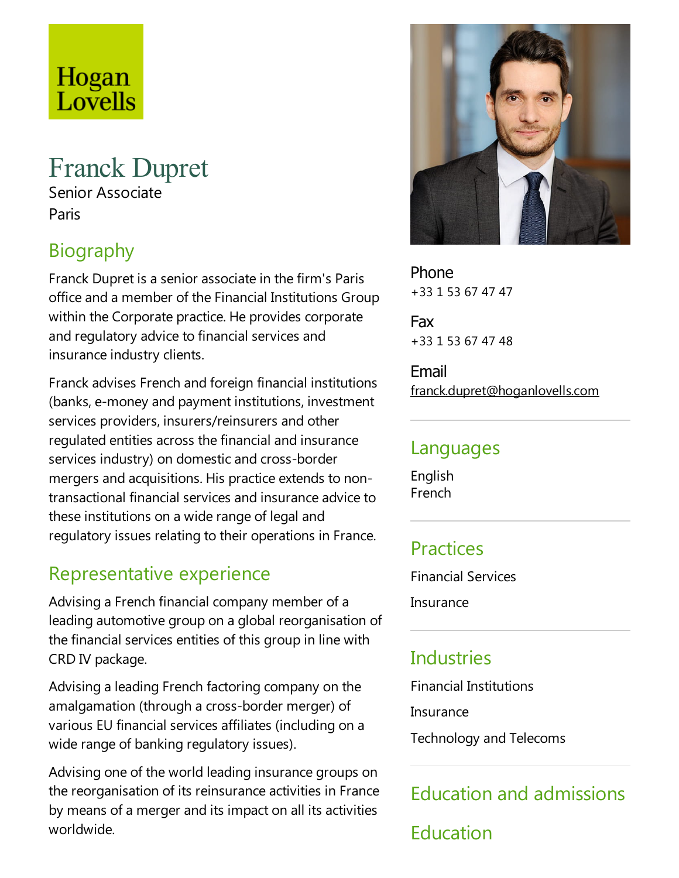Hogan Lovells

# Franck Dupret

Senior Associate

Paris

## Biography

Franck Dupret is a senior associate in the firm's Paris office and a member of the Financial Institutions Group within the Corporate practice. He provides corporate and regulatory advice to financial services and insurance industry clients.

Franck advises French and foreign financial institutions (banks, e-money and payment institutions, investment services providers, insurers/reinsurers and other regulated entities across the financial and insurance services industry) on domestic and cross-border mergers and acquisitions. His practice extends to non-transactional financial services and insurance advice to these institutions on a wide range of legal and regulatory issues relating to their operations in France.

## Representative experience

Advising a French financial company member of a leading automotive group on a global reorganisation of the financial services entities of this group in line with CRD IV package.

Advising a leading French factoring company on the amalgamation (through a cross-border merger) of various EU financial services affiliates (including on a wide range of banking regulatory issues).

Advising one of the world leading insurance groups on the reorganisation of its reinsurance activities in France by means of a merger and its impact on all its activities worldwide.

**Phone**
+33 1 53 67 47 47

**Fax**
+33 1 53 67 47 48

**Email**
franck.dupret@hoganlovells.com

## Languages

English
French

## Practices

Financial Services

Insurance

## Industries

Financial Institutions

Insurance

Technology and Telecoms

## Education and admissions

## Education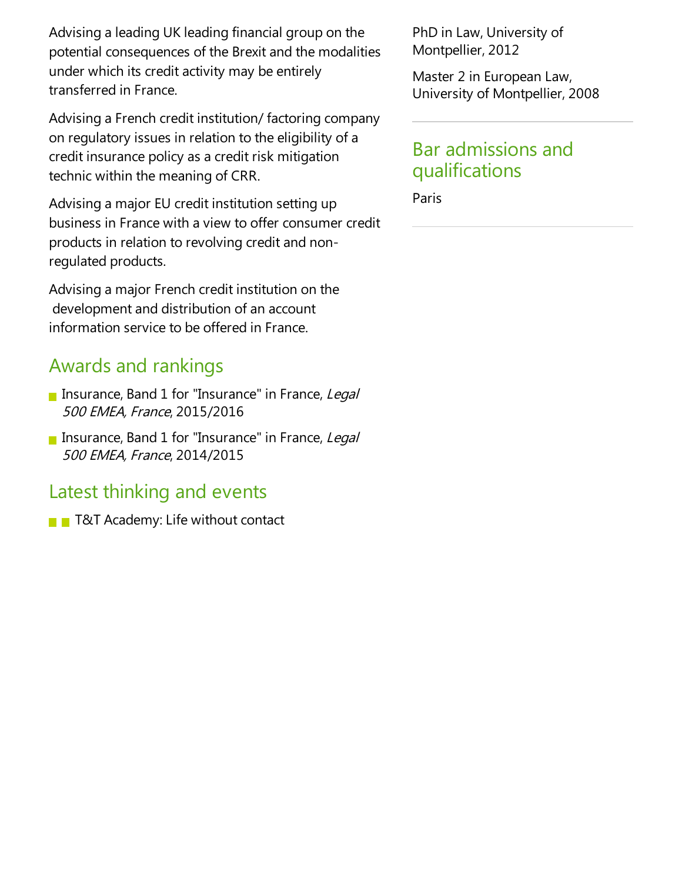Advising a leading UK leading financial group on the potential consequences of the Brexit and the modalities under which its credit activity may be entirely transferred in France.

Advising a French credit institution/ factoring company on regulatory issues in relation to the eligibility of a credit insurance policy as a credit risk mitigation technic within the meaning of CRR.

Advising a major EU credit institution setting up business in France with a view to offer consumer credit products in relation to revolving credit and non-regulated products.

Advising a major French credit institution on the development and distribution of an account information service to be offered in France.

## Awards and rankings

- Insurance, Band 1 for "Insurance" in France, *Legal 500 EMEA, France*, 2015/2016
- Insurance, Band 1 for "Insurance" in France, *Legal 500 EMEA, France*, 2014/2015

## Latest thinking and events

- T&T Academy: Life without contact

PhD in Law, University of Montpellier, 2012

Master 2 in European Law, University of Montpellier, 2008

## Bar admissions and qualifications

Paris